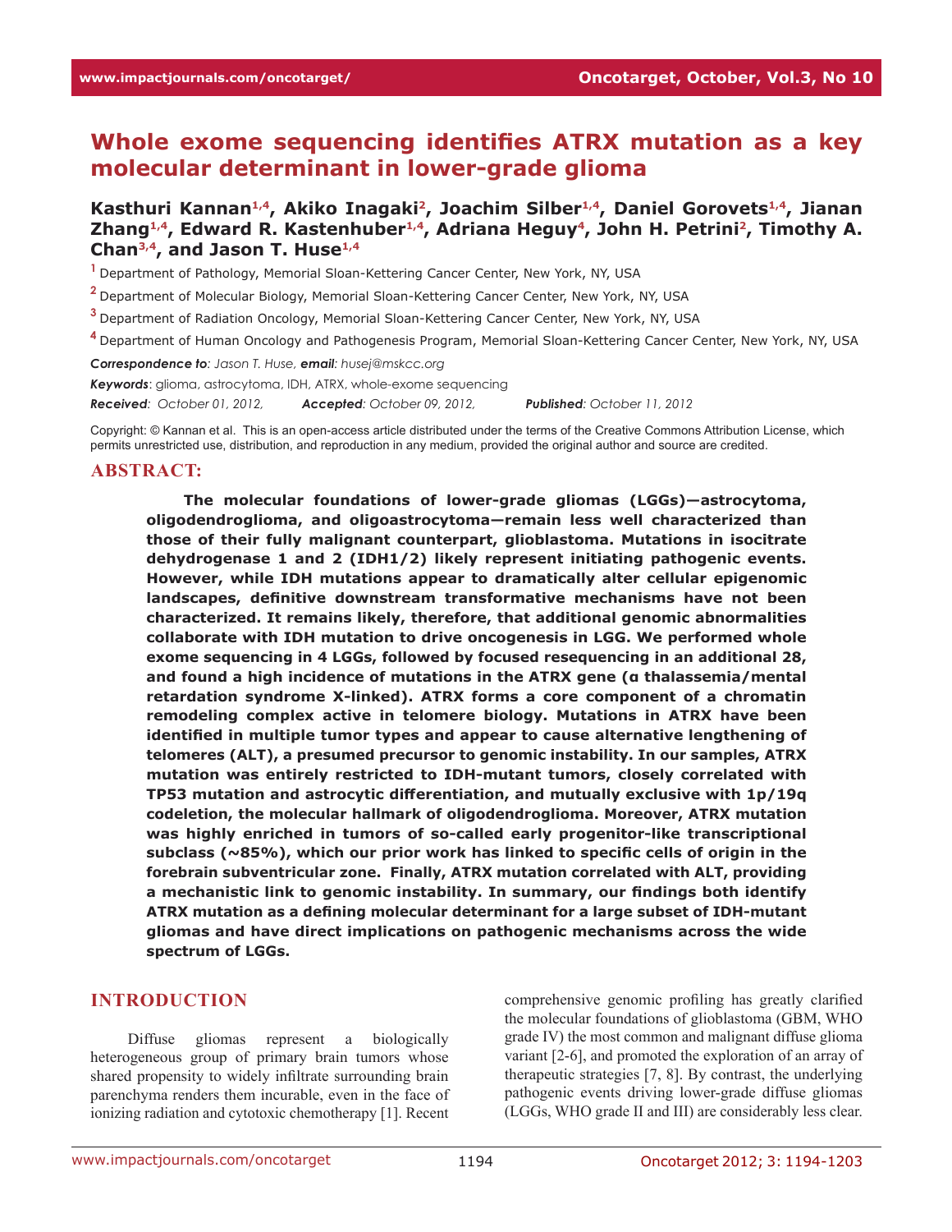# Whole exome sequencing identifies ATRX mutation as a key molecular determinant in lower-grade glioma

**Kasthuri Kannan[1,4], Akiko Inagaki[2], Joachim Silber[1,4], Daniel Gorovets[1,4], Jianan Zhang[1,4], Edward R. Kastenhuber[1,4], Adriana Heguy[4], John H. Petrini[2], Timothy A. Chan[3,4], and Jason T. Huse[1,4]**

[1] Department of Pathology, Memorial Sloan-Kettering Cancer Center, New York, NY, USA

[2] Department of Molecular Biology, Memorial Sloan-Kettering Cancer Center, New York, NY, USA

[3] Department of Radiation Oncology, Memorial Sloan-Kettering Cancer Center, New York, NY, USA

[4] Department of Human Oncology and Pathogenesis Program, Memorial Sloan-Kettering Cancer Center, New York, NY, USA

***Correspondence to**: Jason T. Huse, **email**: husej@mskcc.org*

***Keywords***: glioma, astrocytoma, IDH, ATRX, whole-exome sequencing

***Received**: October 01, 2012, **Accepted**: October 09, 2012, **Published**: October 11, 2012*

Copyright: © Kannan et al. This is an open-access article distributed under the terms of the Creative Commons Attribution License, which permits unrestricted use, distribution, and reproduction in any medium, provided the original author and source are credited.

## ABSTRACT:

**The molecular foundations of lower-grade gliomas (LGGs)—astrocytoma, oligodendroglioma, and oligoastrocytoma—remain less well characterized than those of their fully malignant counterpart, glioblastoma. Mutations in isocitrate dehydrogenase 1 and 2 (IDH1/2) likely represent initiating pathogenic events. However, while IDH mutations appear to dramatically alter cellular epigenomic landscapes, definitive downstream transformative mechanisms have not been characterized. It remains likely, therefore, that additional genomic abnormalities collaborate with IDH mutation to drive oncogenesis in LGG. We performed whole exome sequencing in 4 LGGs, followed by focused resequencing in an additional 28, and found a high incidence of mutations in the ATRX gene (α thalassemia/mental retardation syndrome X-linked). ATRX forms a core component of a chromatin remodeling complex active in telomere biology. Mutations in ATRX have been identified in multiple tumor types and appear to cause alternative lengthening of telomeres (ALT), a presumed precursor to genomic instability. In our samples, ATRX mutation was entirely restricted to IDH-mutant tumors, closely correlated with TP53 mutation and astrocytic differentiation, and mutually exclusive with 1p/19q codeletion, the molecular hallmark of oligodendroglioma. Moreover, ATRX mutation was highly enriched in tumors of so-called early progenitor-like transcriptional subclass (~85%), which our prior work has linked to specific cells of origin in the forebrain subventricular zone. Finally, ATRX mutation correlated with ALT, providing a mechanistic link to genomic instability. In summary, our findings both identify ATRX mutation as a defining molecular determinant for a large subset of IDH-mutant gliomas and have direct implications on pathogenic mechanisms across the wide spectrum of LGGs.**

## INTRODUCTION

Diffuse gliomas represent a biologically heterogeneous group of primary brain tumors whose shared propensity to widely infiltrate surrounding brain parenchyma renders them incurable, even in the face of ionizing radiation and cytotoxic chemotherapy [1]. Recent comprehensive genomic profiling has greatly clarified the molecular foundations of glioblastoma (GBM, WHO grade IV) the most common and malignant diffuse glioma variant [2-6], and promoted the exploration of an array of therapeutic strategies [7, 8]. By contrast, the underlying pathogenic events driving lower-grade diffuse gliomas (LGGs, WHO grade II and III) are considerably less clear.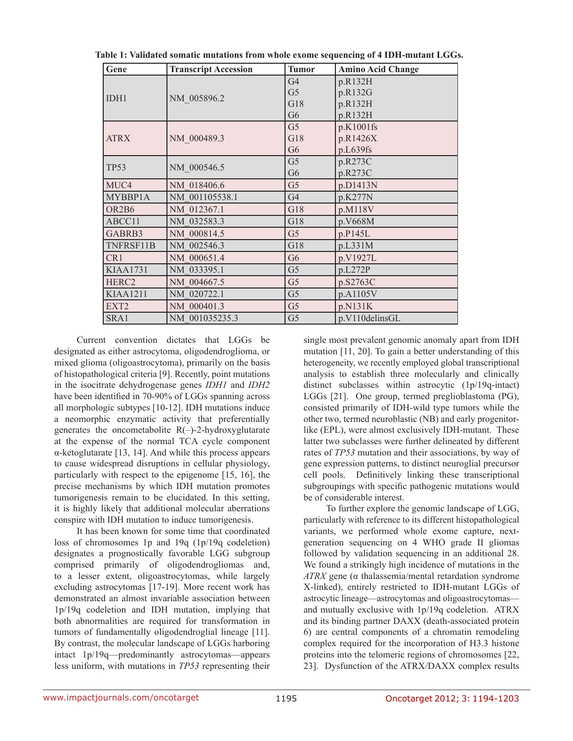**Table 1: Validated somatic mutations from whole exome sequencing of 4 IDH-mutant LGGs.**

| Gene | Transcript Accession | Tumor | Amino Acid Change |
|---|---|---|---|
| IDH1 | NM_005896.2 | G4 | p.R132H |
| | | G5 | p.R132G |
| | | G18 | p.R132H |
| | | G6 | p.R132H |
| ATRX | NM_000489.3 | G5 | p.K1001fs |
| | | G18 | p.R1426X |
| | | G6 | p.L639fs |
| TP53 | NM_000546.5 | G5 | p.R273C |
| | | G6 | p.R273C |
| MUC4 | NM_018406.6 | G5 | p.D1413N |
| MYBBP1A | NM_001105538.1 | G4 | p.K277N |
| OR2B6 | NM_012367.1 | G18 | p.M118V |
| ABCC11 | NM_032583.3 | G18 | p.V668M |
| GABRB3 | NM_000814.5 | G5 | p.P145L |
| TNFRSF11B | NM_002546.3 | G18 | p.L331M |
| CR1 | NM_000651.4 | G6 | p.V1927L |
| KIAA1731 | NM_033395.1 | G5 | p.L272P |
| HERC2 | NM_004667.5 | G5 | p.S2763C |
| KIAA1211 | NM_020722.1 | G5 | p.A1105V |
| EXT2 | NM_000401.3 | G5 | p.N131K |
| SRA1 | NM_001035235.3 | G5 | p.V110delinsGL |

Current convention dictates that LGGs be designated as either astrocytoma, oligodendroglioma, or mixed glioma (oligoastrocytoma), primarily on the basis of histopathological criteria [9]. Recently, point mutations in the isocitrate dehydrogenase genes *IDH1* and *IDH2* have been identified in 70-90% of LGGs spanning across all morphologic subtypes [10-12]. IDH mutations induce a neomorphic enzymatic activity that preferentially generates the oncometabolite R(–)-2-hydroxyglutarate at the expense of the normal TCA cycle component α-ketoglutarate [13, 14]. And while this process appears to cause widespread disruptions in cellular physiology, particularly with respect to the epigenome [15, 16], the precise mechanisms by which IDH mutation promotes tumorigenesis remain to be elucidated. In this setting, it is highly likely that additional molecular aberrations conspire with IDH mutation to induce tumorigenesis.

It has been known for some time that coordinated loss of chromosomes 1p and 19q (1p/19q codeletion) designates a prognostically favorable LGG subgroup comprised primarily of oligodendrogliomas and, to a lesser extent, oligoastrocytomas, while largely excluding astrocytomas [17-19]. More recent work has demonstrated an almost invariable association between 1p/19q codeletion and IDH mutation, implying that both abnormalities are required for transformation in tumors of fundamentally oligodendroglial lineage [11]. By contrast, the molecular landscape of LGGs harboring intact 1p/19q—predominantly astrocytomas—appears less uniform, with mutations in *TP53* representing their single most prevalent genomic anomaly apart from IDH mutation [11, 20]. To gain a better understanding of this heterogeneity, we recently employed global transcriptional analysis to establish three molecularly and clinically distinct subclasses within astrocytic (1p/19q-intact) LGGs [21]. One group, termed preglioblastoma (PG), consisted primarily of IDH-wild type tumors while the other two, termed neuroblastic (NB) and early progenitor-like (EPL), were almost exclusively IDH-mutant. These latter two subclasses were further delineated by different rates of *TP53* mutation and their associations, by way of gene expression patterns, to distinct neuroglial precursor cell pools. Definitively linking these transcriptional subgroupings with specific pathogenic mutations would be of considerable interest.

To further explore the genomic landscape of LGG, particularly with reference to its different histopathological variants, we performed whole exome capture, next-generation sequencing on 4 WHO grade II gliomas followed by validation sequencing in an additional 28. We found a strikingly high incidence of mutations in the *ATRX* gene (α thalassemia/mental retardation syndrome X-linked), entirely restricted to IDH-mutant LGGs of astrocytic lineage—astrocytomas and oligoastrocytomas—and mutually exclusive with 1p/19q codeletion. ATRX and its binding partner DAXX (death-associated protein 6) are central components of a chromatin remodeling complex required for the incorporation of H3.3 histone proteins into the telomeric regions of chromosomes [22, 23]. Dysfunction of the ATRX/DAXX complex results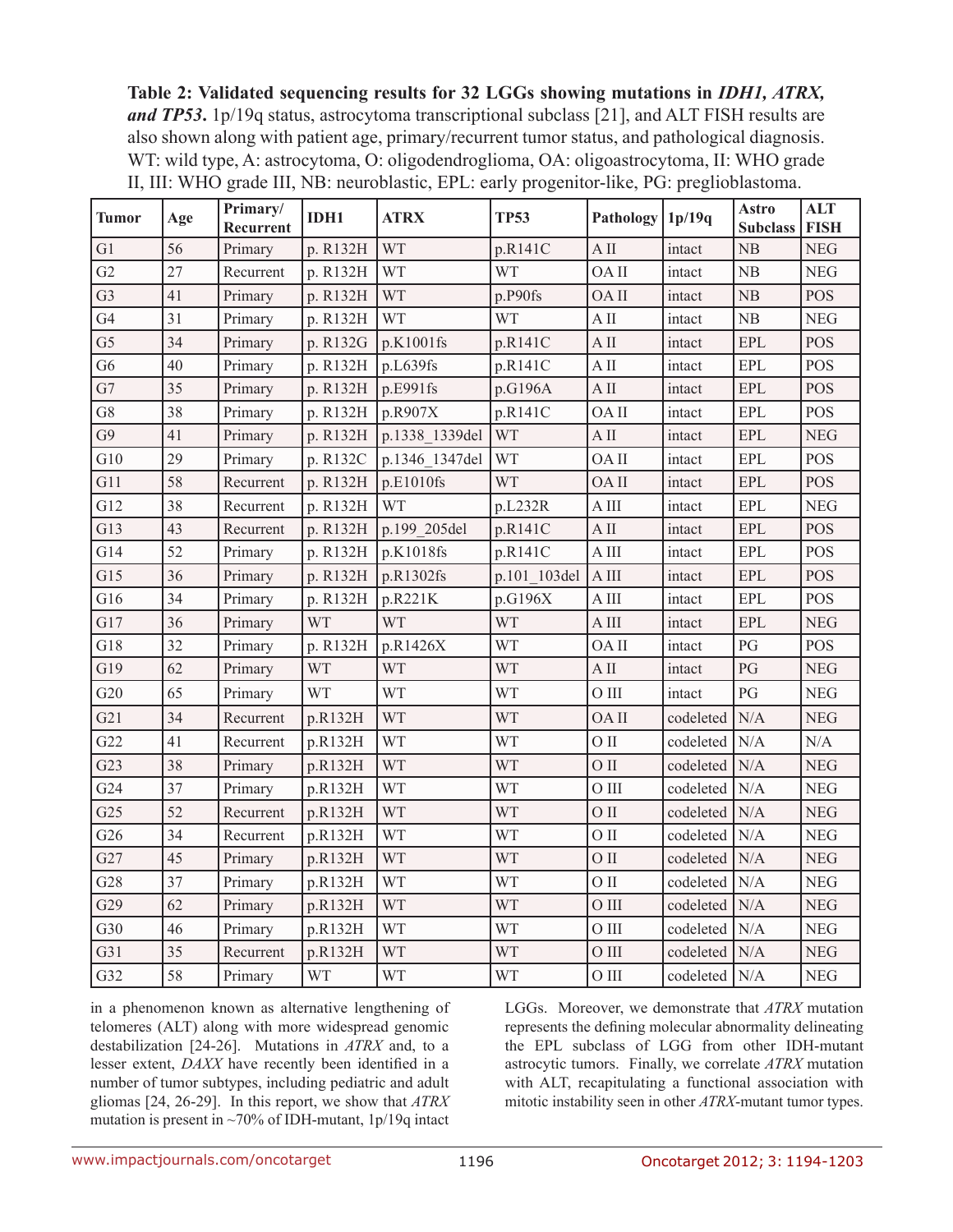**Table 2: Validated sequencing results for 32 LGGs showing mutations in *IDH1, ATRX, and TP53*.** 1p/19q status, astrocytoma transcriptional subclass [21], and ALT FISH results are also shown along with patient age, primary/recurrent tumor status, and pathological diagnosis. WT: wild type, A: astrocytoma, O: oligodendroglioma, OA: oligoastrocytoma, II: WHO grade II, III: WHO grade III, NB: neuroblastic, EPL: early progenitor-like, PG: preglioblastoma.

| Tumor | Age | Primary/ Recurrent | IDH1 | ATRX | TP53 | Pathology | 1p/19q | Astro Subclass | ALT FISH |
|---|---|---|---|---|---|---|---|---|---|
| G1 | 56 | Primary | p. R132H | WT | p.R141C | A II | intact | NB | NEG |
| G2 | 27 | Recurrent | p. R132H | WT | WT | OA II | intact | NB | NEG |
| G3 | 41 | Primary | p. R132H | WT | p.P90fs | OA II | intact | NB | POS |
| G4 | 31 | Primary | p. R132H | WT | WT | A II | intact | NB | NEG |
| G5 | 34 | Primary | p. R132G | p.K1001fs | p.R141C | A II | intact | EPL | POS |
| G6 | 40 | Primary | p. R132H | p.L639fs | p.R141C | A II | intact | EPL | POS |
| G7 | 35 | Primary | p. R132H | p.E991fs | p.G196A | A II | intact | EPL | POS |
| G8 | 38 | Primary | p. R132H | p.R907X | p.R141C | OA II | intact | EPL | POS |
| G9 | 41 | Primary | p. R132H | p.1338_1339del | WT | A II | intact | EPL | NEG |
| G10 | 29 | Primary | p. R132C | p.1346_1347del | WT | OA II | intact | EPL | POS |
| G11 | 58 | Recurrent | p. R132H | p.E1010fs | WT | OA II | intact | EPL | POS |
| G12 | 38 | Recurrent | p. R132H | WT | p.L232R | A III | intact | EPL | NEG |
| G13 | 43 | Recurrent | p. R132H | p.199_205del | p.R141C | A II | intact | EPL | POS |
| G14 | 52 | Primary | p. R132H | p.K1018fs | p.R141C | A III | intact | EPL | POS |
| G15 | 36 | Primary | p. R132H | p.R1302fs | p.101_103del | A III | intact | EPL | POS |
| G16 | 34 | Primary | p. R132H | p.R221K | p.G196X | A III | intact | EPL | POS |
| G17 | 36 | Primary | WT | WT | WT | A III | intact | EPL | NEG |
| G18 | 32 | Primary | p. R132H | p.R1426X | WT | OA II | intact | PG | POS |
| G19 | 62 | Primary | WT | WT | WT | A II | intact | PG | NEG |
| G20 | 65 | Primary | WT | WT | WT | O III | intact | PG | NEG |
| G21 | 34 | Recurrent | p.R132H | WT | WT | OA II | codeleted | N/A | NEG |
| G22 | 41 | Recurrent | p.R132H | WT | WT | O II | codeleted | N/A | N/A |
| G23 | 38 | Primary | p.R132H | WT | WT | O II | codeleted | N/A | NEG |
| G24 | 37 | Primary | p.R132H | WT | WT | O III | codeleted | N/A | NEG |
| G25 | 52 | Recurrent | p.R132H | WT | WT | O II | codeleted | N/A | NEG |
| G26 | 34 | Recurrent | p.R132H | WT | WT | O II | codeleted | N/A | NEG |
| G27 | 45 | Primary | p.R132H | WT | WT | O II | codeleted | N/A | NEG |
| G28 | 37 | Primary | p.R132H | WT | WT | O II | codeleted | N/A | NEG |
| G29 | 62 | Primary | p.R132H | WT | WT | O III | codeleted | N/A | NEG |
| G30 | 46 | Primary | p.R132H | WT | WT | O III | codeleted | N/A | NEG |
| G31 | 35 | Recurrent | p.R132H | WT | WT | O III | codeleted | N/A | NEG |
| G32 | 58 | Primary | WT | WT | WT | O III | codeleted | N/A | NEG |

in a phenomenon known as alternative lengthening of telomeres (ALT) along with more widespread genomic destabilization [24-26]. Mutations in *ATRX* and, to a lesser extent, *DAXX* have recently been identified in a number of tumor subtypes, including pediatric and adult gliomas [24, 26-29]. In this report, we show that *ATRX* mutation is present in ~70% of IDH-mutant, 1p/19q intact LGGs. Moreover, we demonstrate that *ATRX* mutation represents the defining molecular abnormality delineating the EPL subclass of LGG from other IDH-mutant astrocytic tumors. Finally, we correlate *ATRX* mutation with ALT, recapitulating a functional association with mitotic instability seen in other *ATRX*-mutant tumor types.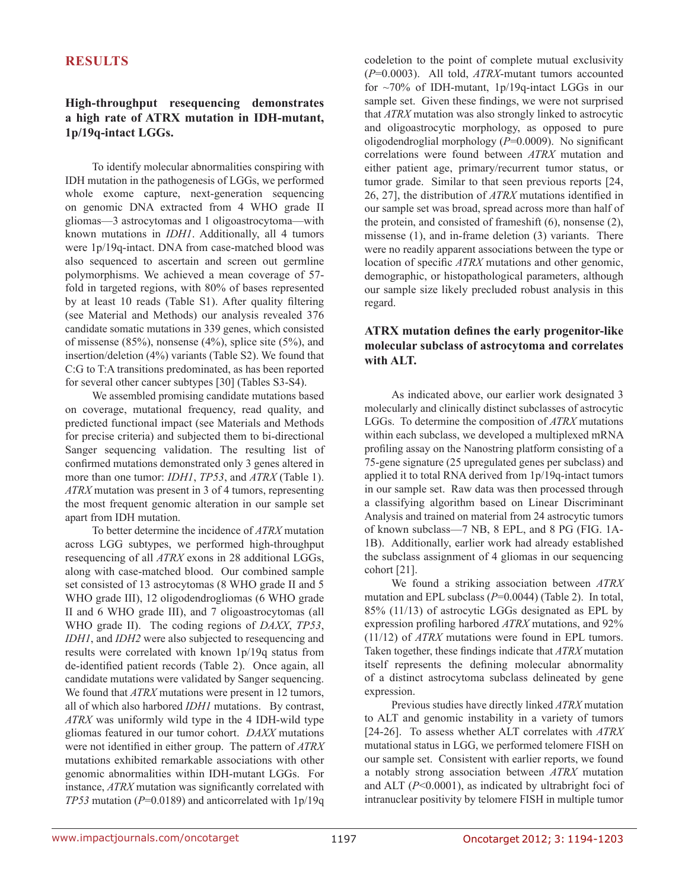## RESULTS

### High-throughput resequencing demonstrates a high rate of ATRX mutation in IDH-mutant, 1p/19q-intact LGGs.

To identify molecular abnormalities conspiring with IDH mutation in the pathogenesis of LGGs, we performed whole exome capture, next-generation sequencing on genomic DNA extracted from 4 WHO grade II gliomas—3 astrocytomas and 1 oligoastrocytoma—with known mutations in *IDH1*. Additionally, all 4 tumors were 1p/19q-intact. DNA from case-matched blood was also sequenced to ascertain and screen out germline polymorphisms. We achieved a mean coverage of 57-fold in targeted regions, with 80% of bases represented by at least 10 reads (Table S1). After quality filtering (see Material and Methods) our analysis revealed 376 candidate somatic mutations in 339 genes, which consisted of missense (85%), nonsense (4%), splice site (5%), and insertion/deletion (4%) variants (Table S2). We found that C:G to T:A transitions predominated, as has been reported for several other cancer subtypes [30] (Tables S3-S4).

We assembled promising candidate mutations based on coverage, mutational frequency, read quality, and predicted functional impact (see Materials and Methods for precise criteria) and subjected them to bi-directional Sanger sequencing validation. The resulting list of confirmed mutations demonstrated only 3 genes altered in more than one tumor: *IDH1*, *TP53*, and *ATRX* (Table 1). *ATRX* mutation was present in 3 of 4 tumors, representing the most frequent genomic alteration in our sample set apart from IDH mutation.

To better determine the incidence of *ATRX* mutation across LGG subtypes, we performed high-throughput resequencing of all *ATRX* exons in 28 additional LGGs, along with case-matched blood. Our combined sample set consisted of 13 astrocytomas (8 WHO grade II and 5 WHO grade III), 12 oligodendrogliomas (6 WHO grade II and 6 WHO grade III), and 7 oligoastrocytomas (all WHO grade II). The coding regions of *DAXX*, *TP53*, *IDH1*, and *IDH2* were also subjected to resequencing and results were correlated with known 1p/19q status from de-identified patient records (Table 2). Once again, all candidate mutations were validated by Sanger sequencing. We found that *ATRX* mutations were present in 12 tumors, all of which also harbored *IDH1* mutations. By contrast, *ATRX* was uniformly wild type in the 4 IDH-wild type gliomas featured in our tumor cohort. *DAXX* mutations were not identified in either group. The pattern of *ATRX* mutations exhibited remarkable associations with other genomic abnormalities within IDH-mutant LGGs. For instance, *ATRX* mutation was significantly correlated with *TP53* mutation ($P$=0.0189) and anticorrelated with 1p/19q codeletion to the point of complete mutual exclusivity ($P$=0.0003). All told, *ATRX*-mutant tumors accounted for ~70% of IDH-mutant, 1p/19q-intact LGGs in our sample set. Given these findings, we were not surprised that *ATRX* mutation was also strongly linked to astrocytic and oligoastrocytic morphology, as opposed to pure oligodendroglial morphology ($P$=0.0009). No significant correlations were found between *ATRX* mutation and either patient age, primary/recurrent tumor status, or tumor grade. Similar to that seen previous reports [24, 26, 27], the distribution of *ATRX* mutations identified in our sample set was broad, spread across more than half of the protein, and consisted of frameshift (6), nonsense (2), missense (1), and in-frame deletion (3) variants. There were no readily apparent associations between the type or location of specific *ATRX* mutations and other genomic, demographic, or histopathological parameters, although our sample size likely precluded robust analysis in this regard.

### ATRX mutation defines the early progenitor-like molecular subclass of astrocytoma and correlates with ALT.

As indicated above, our earlier work designated 3 molecularly and clinically distinct subclasses of astrocytic LGGs. To determine the composition of *ATRX* mutations within each subclass, we developed a multiplexed mRNA profiling assay on the Nanostring platform consisting of a 75-gene signature (25 upregulated genes per subclass) and applied it to total RNA derived from 1p/19q-intact tumors in our sample set. Raw data was then processed through a classifying algorithm based on Linear Discriminant Analysis and trained on material from 24 astrocytic tumors of known subclass—7 NB, 8 EPL, and 8 PG (FIG. 1A-1B). Additionally, earlier work had already established the subclass assignment of 4 gliomas in our sequencing cohort [21].

We found a striking association between *ATRX* mutation and EPL subclass ($P$=0.0044) (Table 2). In total, 85% (11/13) of astrocytic LGGs designated as EPL by expression profiling harbored *ATRX* mutations, and 92% (11/12) of *ATRX* mutations were found in EPL tumors. Taken together, these findings indicate that *ATRX* mutation itself represents the defining molecular abnormality of a distinct astrocytoma subclass delineated by gene expression.

Previous studies have directly linked *ATRX* mutation to ALT and genomic instability in a variety of tumors [24-26]. To assess whether ALT correlates with *ATRX* mutational status in LGG, we performed telomere FISH on our sample set. Consistent with earlier reports, we found a notably strong association between *ATRX* mutation and ALT ($P$<0.0001), as indicated by ultrabright foci of intranuclear positivity by telomere FISH in multiple tumor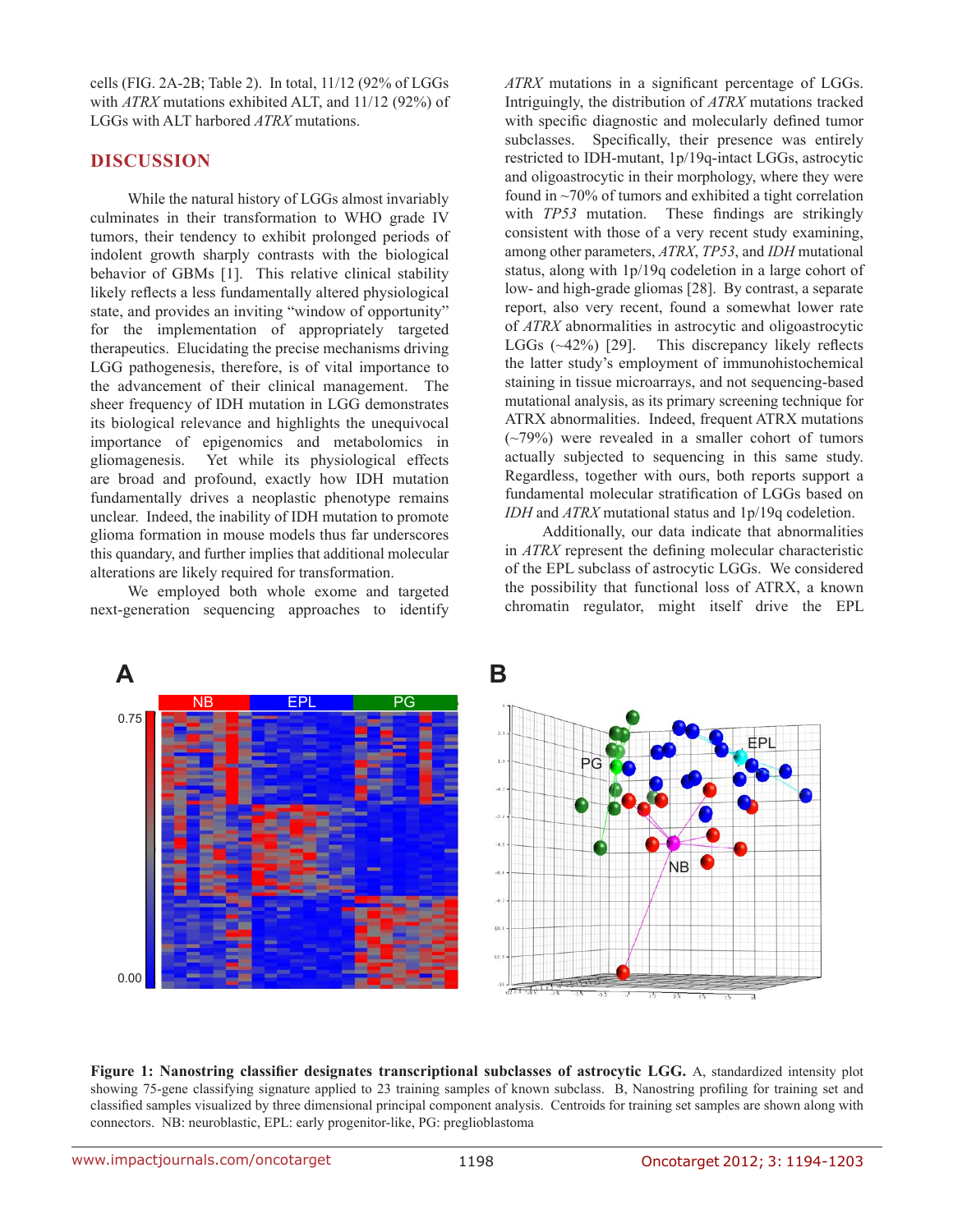cells (FIG. 2A-2B; Table 2). In total, 11/12 (92% of LGGs with *ATRX* mutations exhibited ALT, and 11/12 (92%) of LGGs with ALT harbored *ATRX* mutations.

## DISCUSSION

While the natural history of LGGs almost invariably culminates in their transformation to WHO grade IV tumors, their tendency to exhibit prolonged periods of indolent growth sharply contrasts with the biological behavior of GBMs [1]. This relative clinical stability likely reflects a less fundamentally altered physiological state, and provides an inviting "window of opportunity" for the implementation of appropriately targeted therapeutics. Elucidating the precise mechanisms driving LGG pathogenesis, therefore, is of vital importance to the advancement of their clinical management. The sheer frequency of IDH mutation in LGG demonstrates its biological relevance and highlights the unequivocal importance of epigenomics and metabolomics in gliomagenesis. Yet while its physiological effects are broad and profound, exactly how IDH mutation fundamentally drives a neoplastic phenotype remains unclear. Indeed, the inability of IDH mutation to promote glioma formation in mouse models thus far underscores this quandary, and further implies that additional molecular alterations are likely required for transformation.

We employed both whole exome and targeted next-generation sequencing approaches to identify *ATRX* mutations in a significant percentage of LGGs. Intriguingly, the distribution of *ATRX* mutations tracked with specific diagnostic and molecularly defined tumor subclasses. Specifically, their presence was entirely restricted to IDH-mutant, 1p/19q-intact LGGs, astrocytic and oligoastrocytic in their morphology, where they were found in ~70% of tumors and exhibited a tight correlation with *TP53* mutation. These findings are strikingly consistent with those of a very recent study examining, among other parameters, *ATRX*, *TP53*, and *IDH* mutational status, along with 1p/19q codeletion in a large cohort of low- and high-grade gliomas [28]. By contrast, a separate report, also very recent, found a somewhat lower rate of *ATRX* abnormalities in astrocytic and oligoastrocytic LGGs (~42%) [29]. This discrepancy likely reflects the latter study's employment of immunohistochemical staining in tissue microarrays, and not sequencing-based mutational analysis, as its primary screening technique for ATRX abnormalities. Indeed, frequent ATRX mutations (~79%) were revealed in a smaller cohort of tumors actually subjected to sequencing in this same study. Regardless, together with ours, both reports support a fundamental molecular stratification of LGGs based on *IDH* and *ATRX* mutational status and 1p/19q codeletion.

Additionally, our data indicate that abnormalities in *ATRX* represent the defining molecular characteristic of the EPL subclass of astrocytic LGGs. We considered the possibility that functional loss of ATRX, a known chromatin regulator, might itself drive the EPL

**Figure 1: Nanostring classifier designates transcriptional subclasses of astrocytic LGG.** A, standardized intensity plot showing 75-gene classifying signature applied to 23 training samples of known subclass. B, Nanostring profiling for training set and classified samples visualized by three dimensional principal component analysis. Centroids for training set samples are shown along with connectors. NB: neuroblastic, EPL: early progenitor-like, PG: preglioblastoma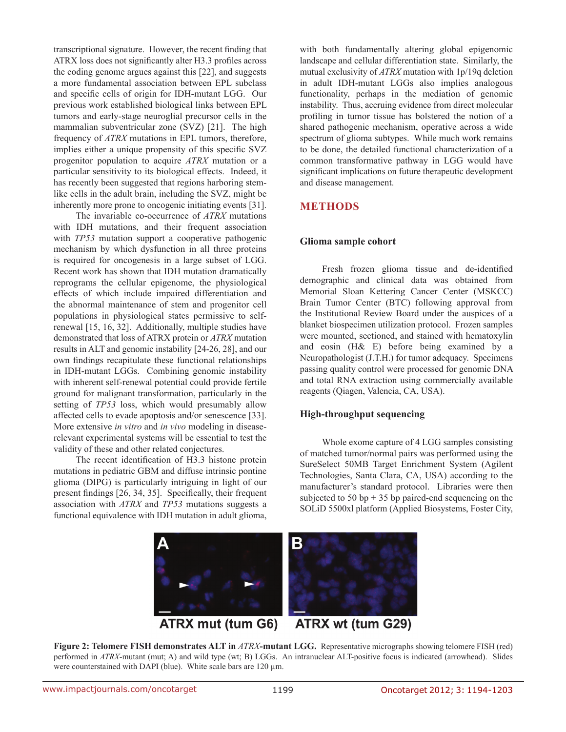transcriptional signature. However, the recent finding that ATRX loss does not significantly alter H3.3 profiles across the coding genome argues against this [22], and suggests a more fundamental association between EPL subclass and specific cells of origin for IDH-mutant LGG. Our previous work established biological links between EPL tumors and early-stage neuroglial precursor cells in the mammalian subventricular zone (SVZ) [21]. The high frequency of *ATRX* mutations in EPL tumors, therefore, implies either a unique propensity of this specific SVZ progenitor population to acquire *ATRX* mutation or a particular sensitivity to its biological effects. Indeed, it has recently been suggested that regions harboring stem-like cells in the adult brain, including the SVZ, might be inherently more prone to oncogenic initiating events [31].

The invariable co-occurrence of *ATRX* mutations with IDH mutations, and their frequent association with *TP53* mutation support a cooperative pathogenic mechanism by which dysfunction in all three proteins is required for oncogenesis in a large subset of LGG. Recent work has shown that IDH mutation dramatically reprograms the cellular epigenome, the physiological effects of which include impaired differentiation and the abnormal maintenance of stem and progenitor cell populations in physiological states permissive to self-renewal [15, 16, 32]. Additionally, multiple studies have demonstrated that loss of ATRX protein or *ATRX* mutation results in ALT and genomic instability [24-26, 28], and our own findings recapitulate these functional relationships in IDH-mutant LGGs. Combining genomic instability with inherent self-renewal potential could provide fertile ground for malignant transformation, particularly in the setting of *TP53* loss, which would presumably allow affected cells to evade apoptosis and/or senescence [33]. More extensive *in vitro* and *in vivo* modeling in disease-relevant experimental systems will be essential to test the validity of these and other related conjectures.

The recent identification of H3.3 histone protein mutations in pediatric GBM and diffuse intrinsic pontine glioma (DIPG) is particularly intriguing in light of our present findings [26, 34, 35]. Specifically, their frequent association with *ATRX* and *TP53* mutations suggests a functional equivalence with IDH mutation in adult glioma, with both fundamentally altering global epigenomic landscape and cellular differentiation state. Similarly, the mutual exclusivity of *ATRX* mutation with 1p/19q deletion in adult IDH-mutant LGGs also implies analogous functionality, perhaps in the mediation of genomic instability. Thus, accruing evidence from direct molecular profiling in tumor tissue has bolstered the notion of a shared pathogenic mechanism, operative across a wide spectrum of glioma subtypes. While much work remains to be done, the detailed functional characterization of a common transformative pathway in LGG would have significant implications on future therapeutic development and disease management.

## METHODS

### Glioma sample cohort

Fresh frozen glioma tissue and de-identified demographic and clinical data was obtained from Memorial Sloan Kettering Cancer Center (MSKCC) Brain Tumor Center (BTC) following approval from the Institutional Review Board under the auspices of a blanket biospecimen utilization protocol. Frozen samples were mounted, sectioned, and stained with hematoxylin and eosin (H& E) before being examined by a Neuropathologist (J.T.H.) for tumor adequacy. Specimens passing quality control were processed for genomic DNA and total RNA extraction using commercially available reagents (Qiagen, Valencia, CA, USA).

### High-throughput sequencing

Whole exome capture of 4 LGG samples consisting of matched tumor/normal pairs was performed using the SureSelect 50MB Target Enrichment System (Agilent Technologies, Santa Clara, CA, USA) according to the manufacturer's standard protocol. Libraries were then subjected to 50 bp + 35 bp paired-end sequencing on the SOLiD 5500xl platform (Applied Biosystems, Foster City,

**Figure 2: Telomere FISH demonstrates ALT in *ATRX*-mutant LGG.** Representative micrographs showing telomere FISH (red) performed in *ATRX*-mutant (mut; A) and wild type (wt; B) LGGs. An intranuclear ALT-positive focus is indicated (arrowhead). Slides were counterstained with DAPI (blue). White scale bars are 120 μm.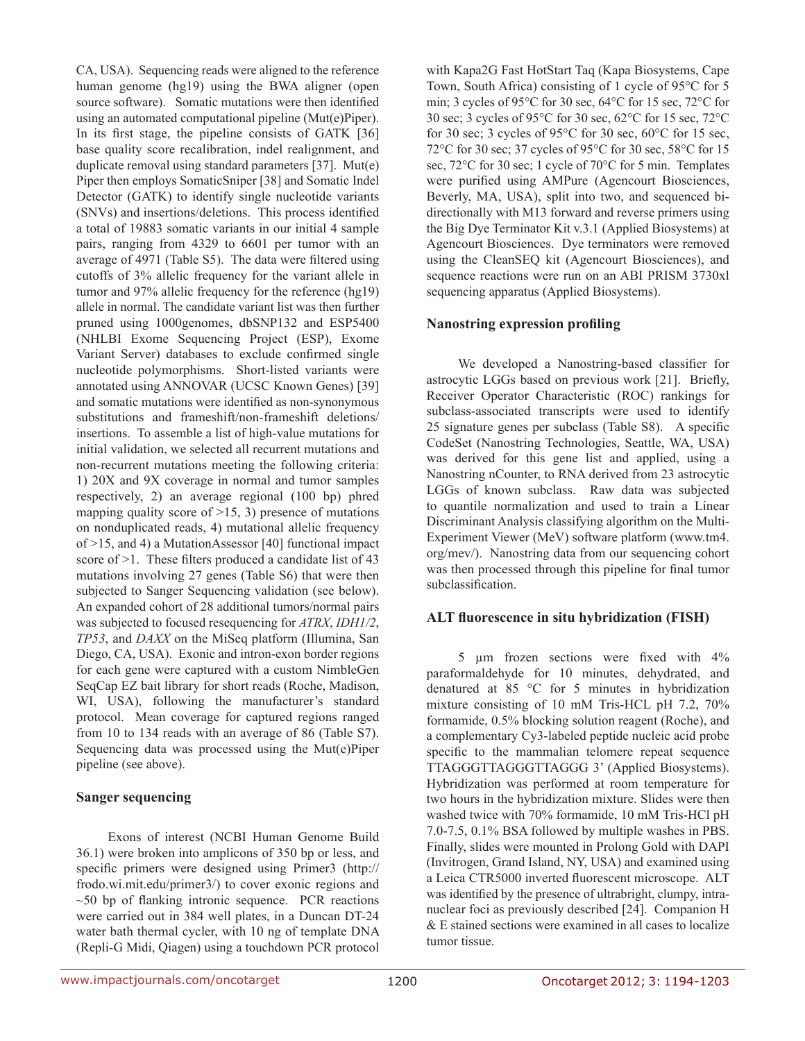CA, USA). Sequencing reads were aligned to the reference human genome (hg19) using the BWA aligner (open source software). Somatic mutations were then identified using an automated computational pipeline (Mut(e)Piper). In its first stage, the pipeline consists of GATK [36] base quality score recalibration, indel realignment, and duplicate removal using standard parameters [37]. Mut(e) Piper then employs SomaticSniper [38] and Somatic Indel Detector (GATK) to identify single nucleotide variants (SNVs) and insertions/deletions. This process identified a total of 19883 somatic variants in our initial 4 sample pairs, ranging from 4329 to 6601 per tumor with an average of 4971 (Table S5). The data were filtered using cutoffs of 3% allelic frequency for the variant allele in tumor and 97% allelic frequency for the reference (hg19) allele in normal. The candidate variant list was then further pruned using 1000genomes, dbSNP132 and ESP5400 (NHLBI Exome Sequencing Project (ESP), Exome Variant Server) databases to exclude confirmed single nucleotide polymorphisms. Short-listed variants were annotated using ANNOVAR (UCSC Known Genes) [39] and somatic mutations were identified as non-synonymous substitutions and frameshift/non-frameshift deletions/insertions. To assemble a list of high-value mutations for initial validation, we selected all recurrent mutations and non-recurrent mutations meeting the following criteria: 1) 20X and 9X coverage in normal and tumor samples respectively, 2) an average regional (100 bp) phred mapping quality score of >15, 3) presence of mutations on nonduplicated reads, 4) mutational allelic frequency of >15, and 4) a MutationAssessor [40] functional impact score of >1. These filters produced a candidate list of 43 mutations involving 27 genes (Table S6) that were then subjected to Sanger Sequencing validation (see below). An expanded cohort of 28 additional tumors/normal pairs was subjected to focused resequencing for *ATRX*, *IDH1/2*, *TP53*, and *DAXX* on the MiSeq platform (Illumina, San Diego, CA, USA). Exonic and intron-exon border regions for each gene were captured with a custom NimbleGen SeqCap EZ bait library for short reads (Roche, Madison, WI, USA), following the manufacturer's standard protocol. Mean coverage for captured regions ranged from 10 to 134 reads with an average of 86 (Table S7). Sequencing data was processed using the Mut(e)Piper pipeline (see above).

## Sanger sequencing

Exons of interest (NCBI Human Genome Build 36.1) were broken into amplicons of 350 bp or less, and specific primers were designed using Primer3 (http://frodo.wi.mit.edu/primer3/) to cover exonic regions and ~50 bp of flanking intronic sequence. PCR reactions were carried out in 384 well plates, in a Duncan DT-24 water bath thermal cycler, with 10 ng of template DNA (Repli-G Midi, Qiagen) using a touchdown PCR protocol with Kapa2G Fast HotStart Taq (Kapa Biosystems, Cape Town, South Africa) consisting of 1 cycle of 95°C for 5 min; 3 cycles of 95°C for 30 sec, 64°C for 15 sec, 72°C for 30 sec; 3 cycles of 95°C for 30 sec, 62°C for 15 sec, 72°C for 30 sec; 3 cycles of 95°C for 30 sec, 60°C for 15 sec, 72°C for 30 sec; 37 cycles of 95°C for 30 sec, 58°C for 15 sec, 72°C for 30 sec; 1 cycle of 70°C for 5 min. Templates were purified using AMPure (Agencourt Biosciences, Beverly, MA, USA), split into two, and sequenced bi-directionally with M13 forward and reverse primers using the Big Dye Terminator Kit v.3.1 (Applied Biosystems) at Agencourt Biosciences. Dye terminators were removed using the CleanSEQ kit (Agencourt Biosciences), and sequence reactions were run on an ABI PRISM 3730xl sequencing apparatus (Applied Biosystems).

## Nanostring expression profiling

We developed a Nanostring-based classifier for astrocytic LGGs based on previous work [21]. Briefly, Receiver Operator Characteristic (ROC) rankings for subclass-associated transcripts were used to identify 25 signature genes per subclass (Table S8). A specific CodeSet (Nanostring Technologies, Seattle, WA, USA) was derived for this gene list and applied, using a Nanostring nCounter, to RNA derived from 23 astrocytic LGGs of known subclass. Raw data was subjected to quantile normalization and used to train a Linear Discriminant Analysis classifying algorithm on the Multi-Experiment Viewer (MeV) software platform (www.tm4.org/mev/). Nanostring data from our sequencing cohort was then processed through this pipeline for final tumor subclassification.

## ALT fluorescence in situ hybridization (FISH)

5 μm frozen sections were fixed with 4% paraformaldehyde for 10 minutes, dehydrated, and denatured at 85 °C for 5 minutes in hybridization mixture consisting of 10 mM Tris-HCL pH 7.2, 70% formamide, 0.5% blocking solution reagent (Roche), and a complementary Cy3-labeled peptide nucleic acid probe specific to the mammalian telomere repeat sequence TTAGGGTTAGGGTTAGGG 3' (Applied Biosystems). Hybridization was performed at room temperature for two hours in the hybridization mixture. Slides were then washed twice with 70% formamide, 10 mM Tris-HCl pH 7.0-7.5, 0.1% BSA followed by multiple washes in PBS. Finally, slides were mounted in Prolong Gold with DAPI (Invitrogen, Grand Island, NY, USA) and examined using a Leica CTR5000 inverted fluorescent microscope. ALT was identified by the presence of ultrabright, clumpy, intra-nuclear foci as previously described [24]. Companion H & E stained sections were examined in all cases to localize tumor tissue.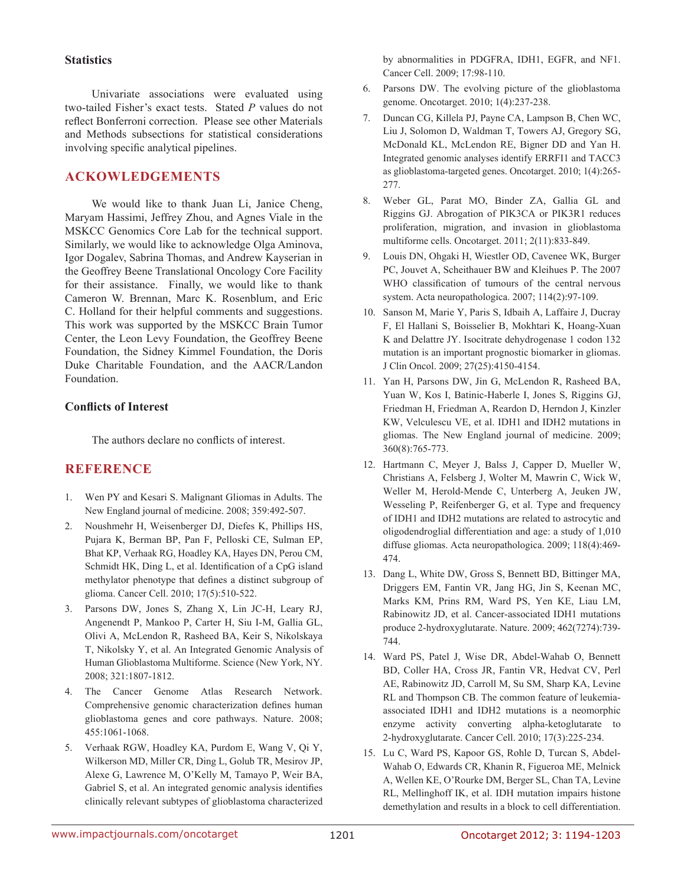### Statistics

Univariate associations were evaluated using two-tailed Fisher's exact tests. Stated *P* values do not reflect Bonferroni correction. Please see other Materials and Methods subsections for statistical considerations involving specific analytical pipelines.

## ACKOWLEDGEMENTS

We would like to thank Juan Li, Janice Cheng, Maryam Hassimi, Jeffrey Zhou, and Agnes Viale in the MSKCC Genomics Core Lab for the technical support. Similarly, we would like to acknowledge Olga Aminova, Igor Dogalev, Sabrina Thomas, and Andrew Kayserian in the Geoffrey Beene Translational Oncology Core Facility for their assistance. Finally, we would like to thank Cameron W. Brennan, Marc K. Rosenblum, and Eric C. Holland for their helpful comments and suggestions. This work was supported by the MSKCC Brain Tumor Center, the Leon Levy Foundation, the Geoffrey Beene Foundation, the Sidney Kimmel Foundation, the Doris Duke Charitable Foundation, and the AACR/Landon Foundation.

### Conflicts of Interest

The authors declare no conflicts of interest.

## REFERENCE

1. Wen PY and Kesari S. Malignant Gliomas in Adults. The New England journal of medicine. 2008; 359:492-507.
2. Noushmehr H, Weisenberger DJ, Diefes K, Phillips HS, Pujara K, Berman BP, Pan F, Pelloski CE, Sulman EP, Bhat KP, Verhaak RG, Hoadley KA, Hayes DN, Perou CM, Schmidt HK, Ding L, et al. Identification of a CpG island methylator phenotype that defines a distinct subgroup of glioma. Cancer Cell. 2010; 17(5):510-522.
3. Parsons DW, Jones S, Zhang X, Lin JC-H, Leary RJ, Angenendt P, Mankoo P, Carter H, Siu I-M, Gallia GL, Olivi A, McLendon R, Rasheed BA, Keir S, Nikolskaya T, Nikolsky Y, et al. An Integrated Genomic Analysis of Human Glioblastoma Multiforme. Science (New York, NY. 2008; 321:1807-1812.
4. The Cancer Genome Atlas Research Network. Comprehensive genomic characterization defines human glioblastoma genes and core pathways. Nature. 2008; 455:1061-1068.
5. Verhaak RGW, Hoadley KA, Purdom E, Wang V, Qi Y, Wilkerson MD, Miller CR, Ding L, Golub TR, Mesirov JP, Alexe G, Lawrence M, O'Kelly M, Tamayo P, Weir BA, Gabriel S, et al. An integrated genomic analysis identifies clinically relevant subtypes of glioblastoma characterized by abnormalities in PDGFRA, IDH1, EGFR, and NF1. Cancer Cell. 2009; 17:98-110.
6. Parsons DW. The evolving picture of the glioblastoma genome. Oncotarget. 2010; 1(4):237-238.
7. Duncan CG, Killela PJ, Payne CA, Lampson B, Chen WC, Liu J, Solomon D, Waldman T, Towers AJ, Gregory SG, McDonald KL, McLendon RE, Bigner DD and Yan H. Integrated genomic analyses identify ERRFI1 and TACC3 as glioblastoma-targeted genes. Oncotarget. 2010; 1(4):265-277.
8. Weber GL, Parat MO, Binder ZA, Gallia GL and Riggins GJ. Abrogation of PIK3CA or PIK3R1 reduces proliferation, migration, and invasion in glioblastoma multiforme cells. Oncotarget. 2011; 2(11):833-849.
9. Louis DN, Ohgaki H, Wiestler OD, Cavenee WK, Burger PC, Jouvet A, Scheithauer BW and Kleihues P. The 2007 WHO classification of tumours of the central nervous system. Acta neuropathologica. 2007; 114(2):97-109.
10. Sanson M, Marie Y, Paris S, Idbaih A, Laffaire J, Ducray F, El Hallani S, Boisselier B, Mokhtari K, Hoang-Xuan K and Delattre JY. Isocitrate dehydrogenase 1 codon 132 mutation is an important prognostic biomarker in gliomas. J Clin Oncol. 2009; 27(25):4150-4154.
11. Yan H, Parsons DW, Jin G, McLendon R, Rasheed BA, Yuan W, Kos I, Batinic-Haberle I, Jones S, Riggins GJ, Friedman H, Friedman A, Reardon D, Herndon J, Kinzler KW, Velculescu VE, et al. IDH1 and IDH2 mutations in gliomas. The New England journal of medicine. 2009; 360(8):765-773.
12. Hartmann C, Meyer J, Balss J, Capper D, Mueller W, Christians A, Felsberg J, Wolter M, Mawrin C, Wick W, Weller M, Herold-Mende C, Unterberg A, Jeuken JW, Wesseling P, Reifenberger G, et al. Type and frequency of IDH1 and IDH2 mutations are related to astrocytic and oligodendroglial differentiation and age: a study of 1,010 diffuse gliomas. Acta neuropathologica. 2009; 118(4):469-474.
13. Dang L, White DW, Gross S, Bennett BD, Bittinger MA, Driggers EM, Fantin VR, Jang HG, Jin S, Keenan MC, Marks KM, Prins RM, Ward PS, Yen KE, Liau LM, Rabinowitz JD, et al. Cancer-associated IDH1 mutations produce 2-hydroxyglutarate. Nature. 2009; 462(7274):739-744.
14. Ward PS, Patel J, Wise DR, Abdel-Wahab O, Bennett BD, Coller HA, Cross JR, Fantin VR, Hedvat CV, Perl AE, Rabinowitz JD, Carroll M, Su SM, Sharp KA, Levine RL and Thompson CB. The common feature of leukemia-associated IDH1 and IDH2 mutations is a neomorphic enzyme activity converting alpha-ketoglutarate to 2-hydroxyglutarate. Cancer Cell. 2010; 17(3):225-234.
15. Lu C, Ward PS, Kapoor GS, Rohle D, Turcan S, Abdel-Wahab O, Edwards CR, Khanin R, Figueroa ME, Melnick A, Wellen KE, O'Rourke DM, Berger SL, Chan TA, Levine RL, Mellinghoff IK, et al. IDH mutation impairs histone demethylation and results in a block to cell differentiation.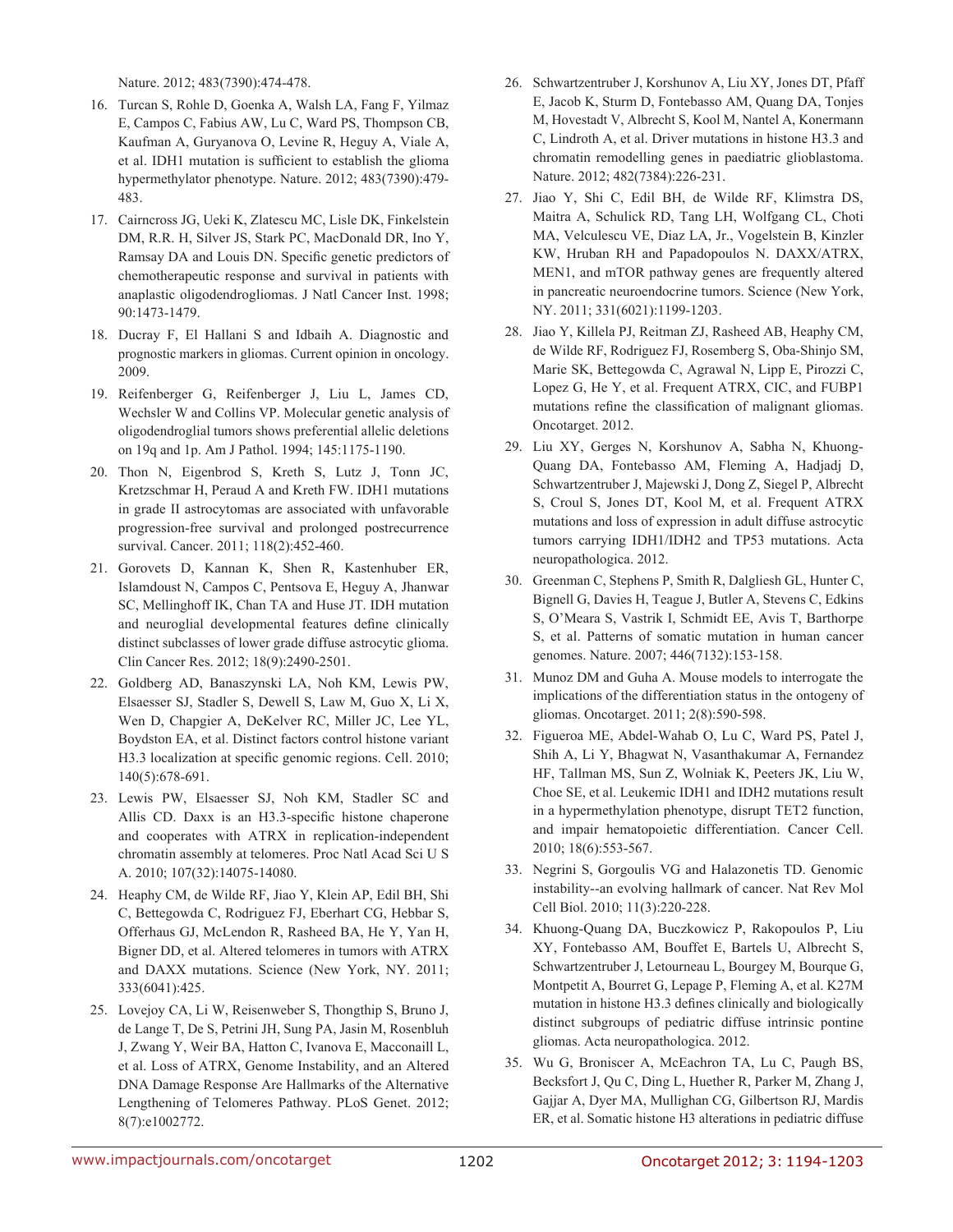Nature. 2012; 483(7390):474-478.

16. Turcan S, Rohle D, Goenka A, Walsh LA, Fang F, Yilmaz E, Campos C, Fabius AW, Lu C, Ward PS, Thompson CB, Kaufman A, Guryanova O, Levine R, Heguy A, Viale A, et al. IDH1 mutation is sufficient to establish the glioma hypermethylator phenotype. Nature. 2012; 483(7390):479-483.

17. Cairncross JG, Ueki K, Zlatescu MC, Lisle DK, Finkelstein DM, R.R. H, Silver JS, Stark PC, MacDonald DR, Ino Y, Ramsay DA and Louis DN. Specific genetic predictors of chemotherapeutic response and survival in patients with anaplastic oligodendrogliomas. J Natl Cancer Inst. 1998; 90:1473-1479.

18. Ducray F, El Hallani S and Idbaih A. Diagnostic and prognostic markers in gliomas. Current opinion in oncology. 2009.

19. Reifenberger G, Reifenberger J, Liu L, James CD, Wechsler W and Collins VP. Molecular genetic analysis of oligodendroglial tumors shows preferential allelic deletions on 19q and 1p. Am J Pathol. 1994; 145:1175-1190.

20. Thon N, Eigenbrod S, Kreth S, Lutz J, Tonn JC, Kretzschmar H, Peraud A and Kreth FW. IDH1 mutations in grade II astrocytomas are associated with unfavorable progression-free survival and prolonged postrecurrence survival. Cancer. 2011; 118(2):452-460.

21. Gorovets D, Kannan K, Shen R, Kastenhuber ER, Islamdoust N, Campos C, Pentsova E, Heguy A, Jhanwar SC, Mellinghoff IK, Chan TA and Huse JT. IDH mutation and neuroglial developmental features define clinically distinct subclasses of lower grade diffuse astrocytic glioma. Clin Cancer Res. 2012; 18(9):2490-2501.

22. Goldberg AD, Banaszynski LA, Noh KM, Lewis PW, Elsaesser SJ, Stadler S, Dewell S, Law M, Guo X, Li X, Wen D, Chapgier A, DeKelver RC, Miller JC, Lee YL, Boydston EA, et al. Distinct factors control histone variant H3.3 localization at specific genomic regions. Cell. 2010; 140(5):678-691.

23. Lewis PW, Elsaesser SJ, Noh KM, Stadler SC and Allis CD. Daxx is an H3.3-specific histone chaperone and cooperates with ATRX in replication-independent chromatin assembly at telomeres. Proc Natl Acad Sci U S A. 2010; 107(32):14075-14080.

24. Heaphy CM, de Wilde RF, Jiao Y, Klein AP, Edil BH, Shi C, Bettegowda C, Rodriguez FJ, Eberhart CG, Hebbar S, Offerhaus GJ, McLendon R, Rasheed BA, He Y, Yan H, Bigner DD, et al. Altered telomeres in tumors with ATRX and DAXX mutations. Science (New York, NY. 2011; 333(6041):425.

25. Lovejoy CA, Li W, Reisenweber S, Thongthip S, Bruno J, de Lange T, De S, Petrini JH, Sung PA, Jasin M, Rosenbluh J, Zwang Y, Weir BA, Hatton C, Ivanova E, Macconaill L, et al. Loss of ATRX, Genome Instability, and an Altered DNA Damage Response Are Hallmarks of the Alternative Lengthening of Telomeres Pathway. PLoS Genet. 2012; 8(7):e1002772.

26. Schwartzentruber J, Korshunov A, Liu XY, Jones DT, Pfaff E, Jacob K, Sturm D, Fontebasso AM, Quang DA, Tonjes M, Hovestadt V, Albrecht S, Kool M, Nantel A, Konermann C, Lindroth A, et al. Driver mutations in histone H3.3 and chromatin remodelling genes in paediatric glioblastoma. Nature. 2012; 482(7384):226-231.

27. Jiao Y, Shi C, Edil BH, de Wilde RF, Klimstra DS, Maitra A, Schulick RD, Tang LH, Wolfgang CL, Choti MA, Velculescu VE, Diaz LA, Jr., Vogelstein B, Kinzler KW, Hruban RH and Papadopoulos N. DAXX/ATRX, MEN1, and mTOR pathway genes are frequently altered in pancreatic neuroendocrine tumors. Science (New York, NY. 2011; 331(6021):1199-1203.

28. Jiao Y, Killela PJ, Reitman ZJ, Rasheed AB, Heaphy CM, de Wilde RF, Rodriguez FJ, Rosemberg S, Oba-Shinjo SM, Marie SK, Bettegowda C, Agrawal N, Lipp E, Pirozzi C, Lopez G, He Y, et al. Frequent ATRX, CIC, and FUBP1 mutations refine the classification of malignant gliomas. Oncotarget. 2012.

29. Liu XY, Gerges N, Korshunov A, Sabha N, Khuong-Quang DA, Fontebasso AM, Fleming A, Hadjadj D, Schwartzentruber J, Majewski J, Dong Z, Siegel P, Albrecht S, Croul S, Jones DT, Kool M, et al. Frequent ATRX mutations and loss of expression in adult diffuse astrocytic tumors carrying IDH1/IDH2 and TP53 mutations. Acta neuropathologica. 2012.

30. Greenman C, Stephens P, Smith R, Dalgliesh GL, Hunter C, Bignell G, Davies H, Teague J, Butler A, Stevens C, Edkins S, O'Meara S, Vastrik I, Schmidt EE, Avis T, Barthorpe S, et al. Patterns of somatic mutation in human cancer genomes. Nature. 2007; 446(7132):153-158.

31. Munoz DM and Guha A. Mouse models to interrogate the implications of the differentiation status in the ontogeny of gliomas. Oncotarget. 2011; 2(8):590-598.

32. Figueroa ME, Abdel-Wahab O, Lu C, Ward PS, Patel J, Shih A, Li Y, Bhagwat N, Vasanthakumar A, Fernandez HF, Tallman MS, Sun Z, Wolniak K, Peeters JK, Liu W, Choe SE, et al. Leukemic IDH1 and IDH2 mutations result in a hypermethylation phenotype, disrupt TET2 function, and impair hematopoietic differentiation. Cancer Cell. 2010; 18(6):553-567.

33. Negrini S, Gorgoulis VG and Halazonetis TD. Genomic instability--an evolving hallmark of cancer. Nat Rev Mol Cell Biol. 2010; 11(3):220-228.

34. Khuong-Quang DA, Buczkowicz P, Rakopoulos P, Liu XY, Fontebasso AM, Bouffet E, Bartels U, Albrecht S, Schwartzentruber J, Letourneau L, Bourgey M, Bourque G, Montpetit A, Bourret G, Lepage P, Fleming A, et al. K27M mutation in histone H3.3 defines clinically and biologically distinct subgroups of pediatric diffuse intrinsic pontine gliomas. Acta neuropathologica. 2012.

35. Wu G, Broniscer A, McEachron TA, Lu C, Paugh BS, Becksfort J, Qu C, Ding L, Huether R, Parker M, Zhang J, Gajjar A, Dyer MA, Mullighan CG, Gilbertson RJ, Mardis ER, et al. Somatic histone H3 alterations in pediatric diffuse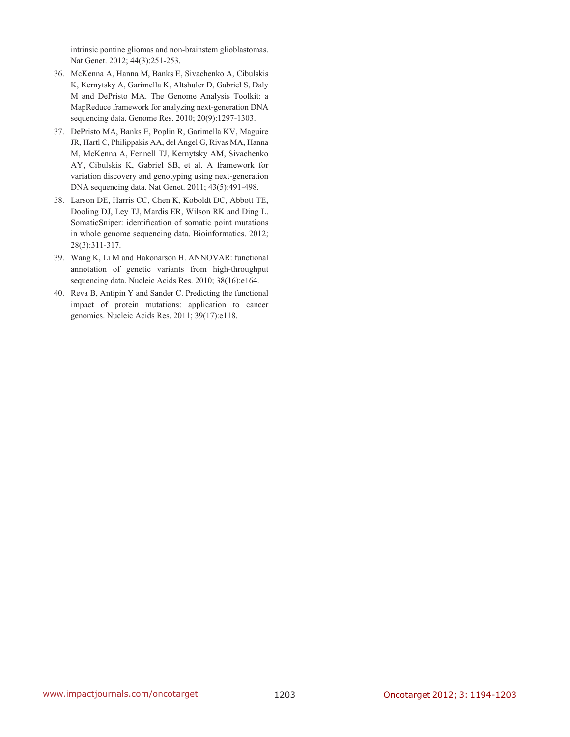intrinsic pontine gliomas and non-brainstem glioblastomas. Nat Genet. 2012; 44(3):251-253.

36. McKenna A, Hanna M, Banks E, Sivachenko A, Cibulskis K, Kernytsky A, Garimella K, Altshuler D, Gabriel S, Daly M and DePristo MA. The Genome Analysis Toolkit: a MapReduce framework for analyzing next-generation DNA sequencing data. Genome Res. 2010; 20(9):1297-1303.

37. DePristo MA, Banks E, Poplin R, Garimella KV, Maguire JR, Hartl C, Philippakis AA, del Angel G, Rivas MA, Hanna M, McKenna A, Fennell TJ, Kernytsky AM, Sivachenko AY, Cibulskis K, Gabriel SB, et al. A framework for variation discovery and genotyping using next-generation DNA sequencing data. Nat Genet. 2011; 43(5):491-498.

38. Larson DE, Harris CC, Chen K, Koboldt DC, Abbott TE, Dooling DJ, Ley TJ, Mardis ER, Wilson RK and Ding L. SomaticSniper: identification of somatic point mutations in whole genome sequencing data. Bioinformatics. 2012; 28(3):311-317.

39. Wang K, Li M and Hakonarson H. ANNOVAR: functional annotation of genetic variants from high-throughput sequencing data. Nucleic Acids Res. 2010; 38(16):e164.

40. Reva B, Antipin Y and Sander C. Predicting the functional impact of protein mutations: application to cancer genomics. Nucleic Acids Res. 2011; 39(17):e118.